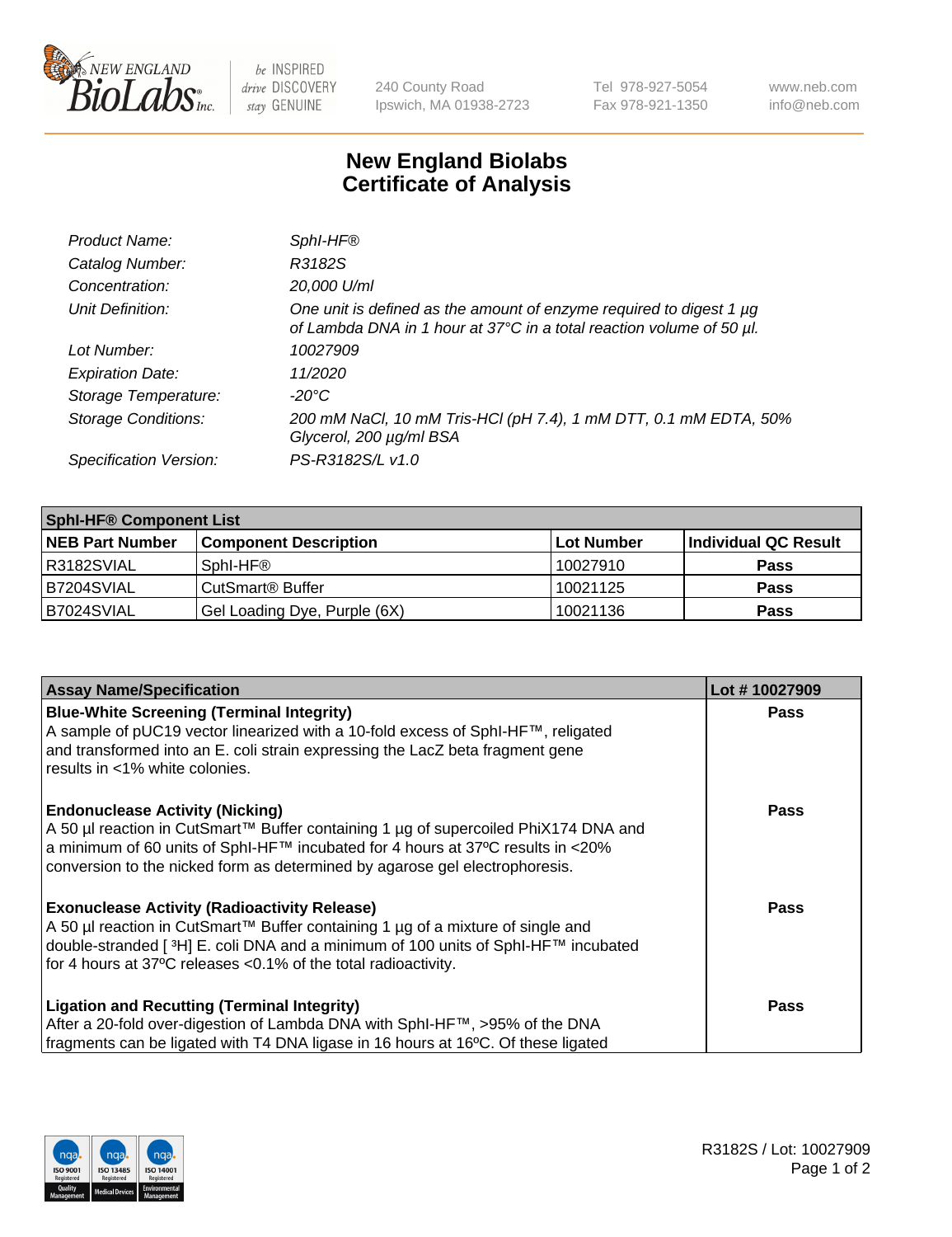# New England Biolabs
# Certificate of Analysis

| | |
|---|---|
| *Product Name:* | *SphI-HF®* |
| *Catalog Number:* | *R3182S* |
| *Concentration:* | *20,000 U/ml* |
| *Unit Definition:* | *One unit is defined as the amount of enzyme required to digest 1 µg of Lambda DNA in 1 hour at 37°C in a total reaction volume of 50 µl.* |
| *Lot Number:* | *10027909* |
| *Expiration Date:* | *11/2020* |
| *Storage Temperature:* | *-20°C* |
| *Storage Conditions:* | *200 mM NaCl, 10 mM Tris-HCl (pH 7.4), 1 mM DTT, 0.1 mM EDTA, 50% Glycerol, 200 µg/ml BSA* |
| *Specification Version:* | *PS-R3182S/L v1.0* |

| SphI-HF® Component List | | | |
|---|---|---|---|
| **NEB Part Number** | **Component Description** | **Lot Number** | **Individual QC Result** |
| R3182SVIAL | SphI-HF® | 10027910 | **Pass** |
| B7204SVIAL | CutSmart® Buffer | 10021125 | **Pass** |
| B7024SVIAL | Gel Loading Dye, Purple (6X) | 10021136 | **Pass** |

| Assay Name/Specification | Lot # 10027909 |
|---|---|
| **Blue-White Screening (Terminal Integrity)**<br>A sample of pUC19 vector linearized with a 10-fold excess of SphI-HF™, religated and transformed into an E. coli strain expressing the LacZ beta fragment gene results in <1% white colonies. | **Pass** |
| **Endonuclease Activity (Nicking)**<br>A 50 µl reaction in CutSmart™ Buffer containing 1 µg of supercoiled PhiX174 DNA and a minimum of 60 units of SphI-HF™ incubated for 4 hours at 37ºC results in <20% conversion to the nicked form as determined by agarose gel electrophoresis. | **Pass** |
| **Exonuclease Activity (Radioactivity Release)**<br>A 50 µl reaction in CutSmart™ Buffer containing 1 µg of a mixture of single and double-stranded [$^{3}$H] E. coli DNA and a minimum of 100 units of SphI-HF™ incubated for 4 hours at 37ºC releases <0.1% of the total radioactivity. | **Pass** |
| **Ligation and Recutting (Terminal Integrity)**<br>After a 20-fold over-digestion of Lambda DNA with SphI-HF™, >95% of the DNA fragments can be ligated with T4 DNA ligase in 16 hours at 16ºC. Of these ligated | **Pass** |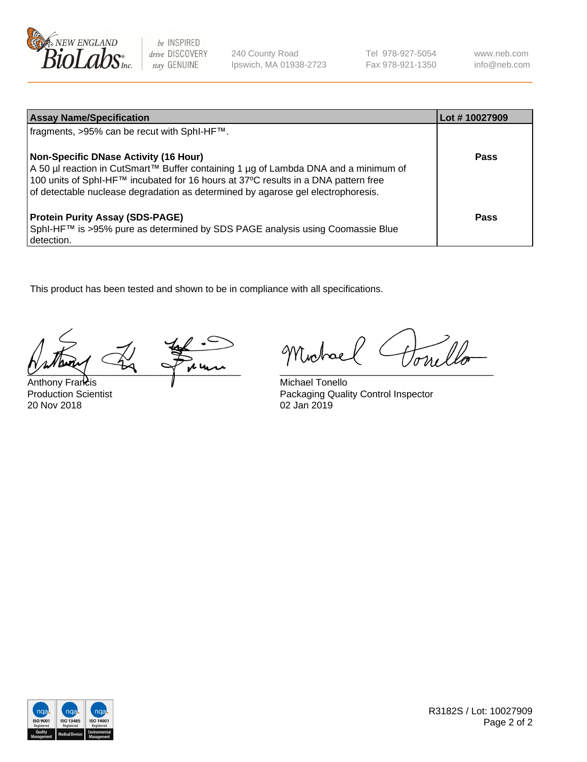| Assay Name/Specification | Lot # 10027909 |
| --- | --- |
| fragments, >95% can be recut with SphI-HF™. | |
| **Non-Specific DNase Activity (16 Hour)**<br>A 50 µl reaction in CutSmart™ Buffer containing 1 µg of Lambda DNA and a minimum of 100 units of SphI-HF™ incubated for 16 hours at 37ºC results in a DNA pattern free of detectable nuclease degradation as determined by agarose gel electrophoresis. | Pass |
| **Protein Purity Assay (SDS-PAGE)**<br>SphI-HF™ is >95% pure as determined by SDS PAGE analysis using Coomassie Blue detection. | Pass |

This product has been tested and shown to be in compliance with all specifications.

Anthony Francis
Production Scientist
20 Nov 2018

Michael Tonello
Packaging Quality Control Inspector
02 Jan 2019

R3182S / Lot: 10027909